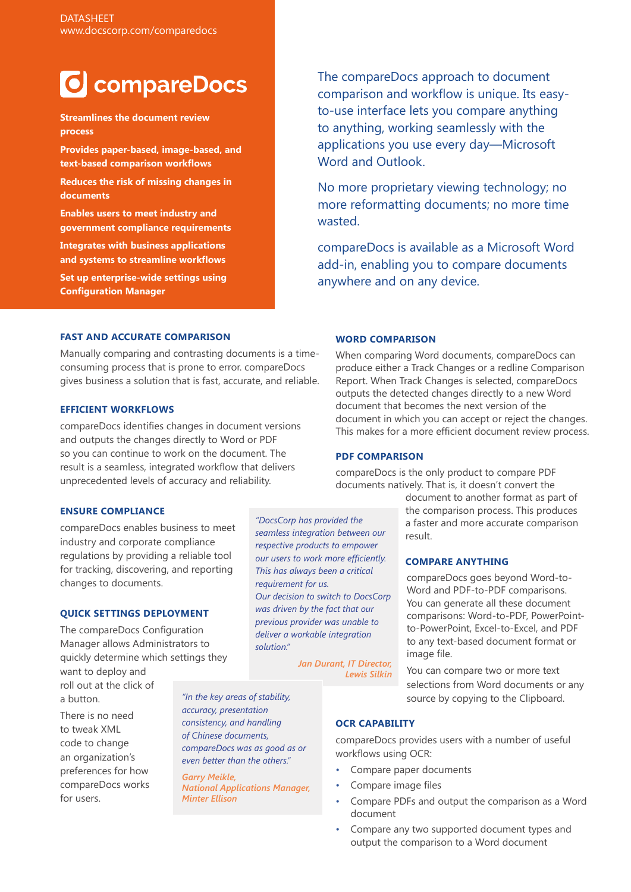DATASHEET
www.docscorp.com/comparedocs

# compareDocs

**Streamlines the document review process**

**Provides paper-based, image-based, and text-based comparison workflows**

**Reduces the risk of missing changes in documents**

**Enables users to meet industry and government compliance requirements**

**Integrates with business applications and systems to streamline workflows**

**Set up enterprise-wide settings using Configuration Manager**

The compareDocs approach to document comparison and workflow is unique. Its easy-to-use interface lets you compare anything to anything, working seamlessly with the applications you use every day—Microsoft Word and Outlook.

No more proprietary viewing technology; no more reformatting documents; no more time wasted.

compareDocs is available as a Microsoft Word add-in, enabling you to compare documents anywhere and on any device.

## FAST AND ACCURATE COMPARISON

Manually comparing and contrasting documents is a time-consuming process that is prone to error. compareDocs gives business a solution that is fast, accurate, and reliable.

## EFFICIENT WORKFLOWS

compareDocs identifies changes in document versions and outputs the changes directly to Word or PDF so you can continue to work on the document. The result is a seamless, integrated workflow that delivers unprecedented levels of accuracy and reliability.

## ENSURE COMPLIANCE

compareDocs enables business to meet industry and corporate compliance regulations by providing a reliable tool for tracking, discovering, and reporting changes to documents.

## QUICK SETTINGS DEPLOYMENT

The compareDocs Configuration Manager allows Administrators to quickly determine which settings they want to deploy and roll out at the click of a button.

There is no need to tweak XML code to change an organization's preferences for how compareDocs works for users.

> *"DocsCorp has provided the seamless integration between our respective products to empower our users to work more efficiently. This has always been a critical requirement for us. Our decision to switch to DocsCorp was driven by the fact that our previous provider was unable to deliver a workable integration solution."*
>
> *Jan Durant, IT Director, Lewis Silkin*

> *"In the key areas of stability, accuracy, presentation consistency, and handling of Chinese documents, compareDocs was as good as or even better than the others."*
>
> *Garry Meikle, National Applications Manager, Minter Ellison*

## WORD COMPARISON

When comparing Word documents, compareDocs can produce either a Track Changes or a redline Comparison Report. When Track Changes is selected, compareDocs outputs the detected changes directly to a new Word document that becomes the next version of the document in which you can accept or reject the changes. This makes for a more efficient document review process.

## PDF COMPARISON

compareDocs is the only product to compare PDF documents natively. That is, it doesn't convert the document to another format as part of the comparison process. This produces a faster and more accurate comparison result.

## COMPARE ANYTHING

compareDocs goes beyond Word-to-Word and PDF-to-PDF comparisons. You can generate all these document comparisons: Word-to-PDF, PowerPoint-to-PowerPoint, Excel-to-Excel, and PDF to any text-based document format or image file.

You can compare two or more text selections from Word documents or any source by copying to the Clipboard.

## OCR CAPABILITY

compareDocs provides users with a number of useful workflows using OCR:

- Compare paper documents
- Compare image files
- Compare PDFs and output the comparison as a Word document
- Compare any two supported document types and output the comparison to a Word document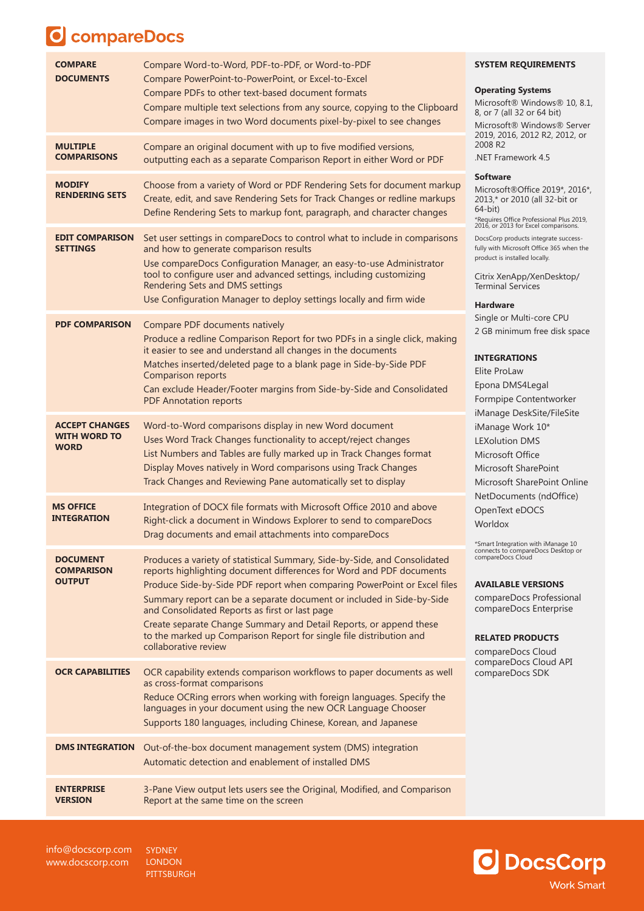# compareDocs

| | |
|---|---|
| **COMPARE DOCUMENTS** | Compare Word-to-Word, PDF-to-PDF, or Word-to-PDF<br>Compare PowerPoint-to-PowerPoint, or Excel-to-Excel<br>Compare PDFs to other text-based document formats<br>Compare multiple text selections from any source, copying to the Clipboard<br>Compare images in two Word documents pixel-by-pixel to see changes |
| **MULTIPLE COMPARISONS** | Compare an original document with up to five modified versions, outputting each as a separate Comparison Report in either Word or PDF |
| **MODIFY RENDERING SETS** | Choose from a variety of Word or PDF Rendering Sets for document markup<br>Create, edit, and save Rendering Sets for Track Changes or redline markups<br>Define Rendering Sets to markup font, paragraph, and character changes |
| **EDIT COMPARISON SETTINGS** | Set user settings in compareDocs to control what to include in comparisons and how to generate comparison results<br>Use compareDocs Configuration Manager, an easy-to-use Administrator tool to configure user and advanced settings, including customizing Rendering Sets and DMS settings<br>Use Configuration Manager to deploy settings locally and firm wide |
| **PDF COMPARISON** | Compare PDF documents natively<br>Produce a redline Comparison Report for two PDFs in a single click, making it easier to see and understand all changes in the documents<br>Matches inserted/deleted page to a blank page in Side-by-Side PDF Comparison reports<br>Can exclude Header/Footer margins from Side-by-Side and Consolidated PDF Annotation reports |
| **ACCEPT CHANGES WITH WORD TO WORD** | Word-to-Word comparisons display in new Word document<br>Uses Word Track Changes functionality to accept/reject changes<br>List Numbers and Tables are fully marked up in Track Changes format<br>Display Moves natively in Word comparisons using Track Changes<br>Track Changes and Reviewing Pane automatically set to display |
| **MS OFFICE INTEGRATION** | Integration of DOCX file formats with Microsoft Office 2010 and above<br>Right-click a document in Windows Explorer to send to compareDocs<br>Drag documents and email attachments into compareDocs |
| **DOCUMENT COMPARISON OUTPUT** | Produces a variety of statistical Summary, Side-by-Side, and Consolidated reports highlighting document differences for Word and PDF documents<br>Produce Side-by-Side PDF report when comparing PowerPoint or Excel files<br>Summary report can be a separate document or included in Side-by-Side and Consolidated Reports as first or last page<br>Create separate Change Summary and Detail Reports, or append these to the marked up Comparison Report for single file distribution and collaborative review |
| **OCR CAPABILITIES** | OCR capability extends comparison workflows to paper documents as well as cross-format comparisons<br>Reduce OCRing errors when working with foreign languages. Specify the languages in your document using the new OCR Language Chooser<br>Supports 180 languages, including Chinese, Korean, and Japanese |
| **DMS INTEGRATION** | Out-of-the-box document management system (DMS) integration<br>Automatic detection and enablement of installed DMS |
| **ENTERPRISE VERSION** | 3-Pane View output lets users see the Original, Modified, and Comparison Report at the same time on the screen |

## SYSTEM REQUIREMENTS

**Operating Systems**

Microsoft® Windows® 10, 8.1, 8, or 7 (all 32 or 64 bit)

Microsoft® Windows® Server 2019, 2016, 2012 R2, 2012, or 2008 R2

.NET Framework 4.5

**Software**

Microsoft®Office 2019*, 2016*, 2013,* or 2010 (all 32-bit or 64-bit)

*Requires Office Professional Plus 2019, 2016, or 2013 for Excel comparisons.

DocsCorp products integrate successfully with Microsoft Office 365 when the product is installed locally.

Citrix XenApp/XenDesktop/Terminal Services

**Hardware**

Single or Multi-core CPU

2 GB minimum free disk space

## INTEGRATIONS

- Elite ProLaw
- Epona DMS4Legal
- Formpipe Contentworker
- iManage DeskSite/FileSite
- iManage Work 10*
- LEXolution DMS
- Microsoft Office
- Microsoft SharePoint
- Microsoft SharePoint Online
- NetDocuments (ndOffice)
- OpenText eDOCS
- Worldox

*Smart Integration with iManage 10 connects to compareDocs Desktop or compareDocs Cloud

## AVAILABLE VERSIONS

- compareDocs Professional
- compareDocs Enterprise

## RELATED PRODUCTS

- compareDocs Cloud
- compareDocs Cloud API
- compareDocs SDK

info@docscorp.com
www.docscorp.com

SYDNEY
LONDON
PITTSBURGH

DocsCorp
Work Smart